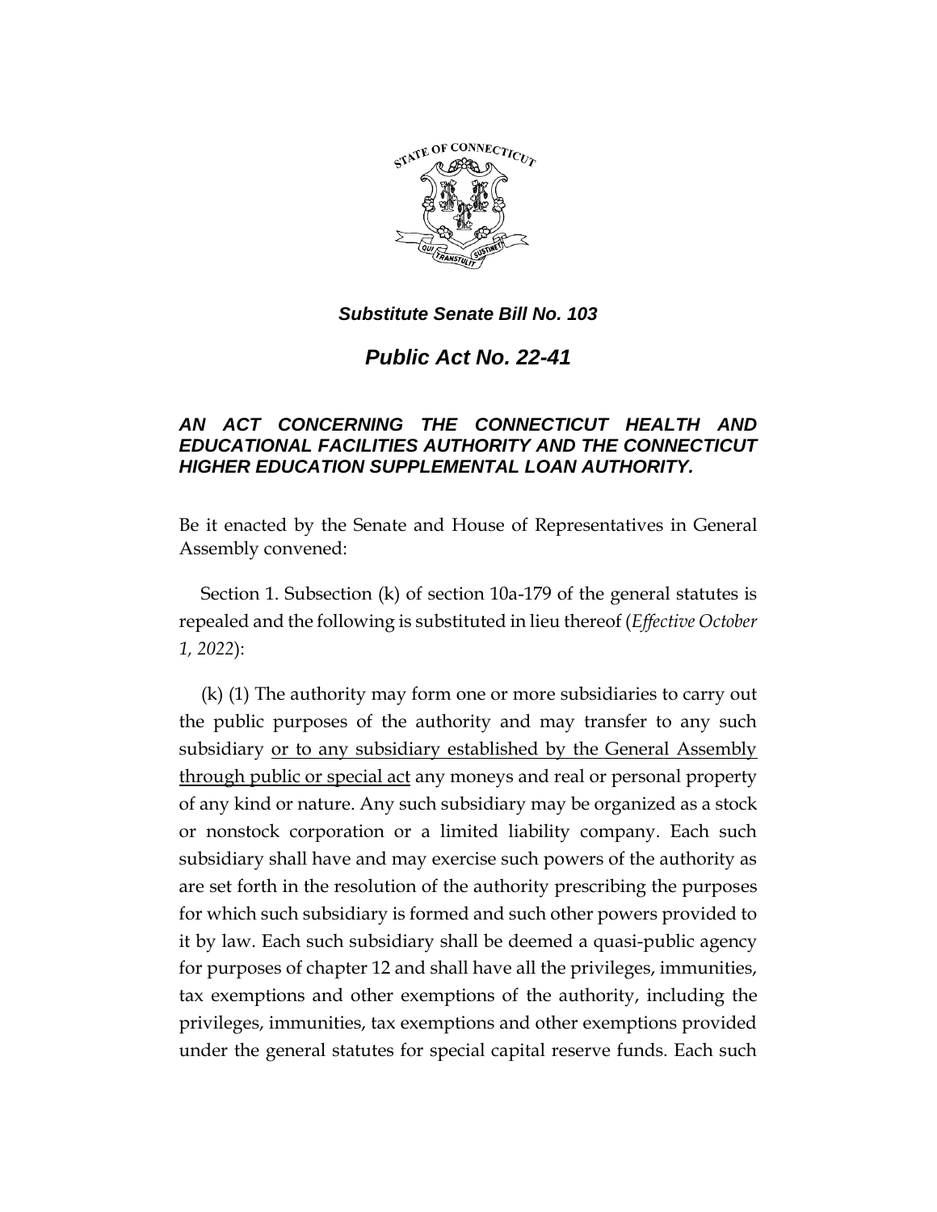***Substitute Senate Bill No. 103***

# *Public Act No. 22-41*

## *AN ACT CONCERNING THE CONNECTICUT HEALTH AND EDUCATIONAL FACILITIES AUTHORITY AND THE CONNECTICUT HIGHER EDUCATION SUPPLEMENTAL LOAN AUTHORITY.*

Be it enacted by the Senate and House of Representatives in General Assembly convened:

Section 1. Subsection (k) of section 10a-179 of the general statutes is repealed and the following is substituted in lieu thereof (*Effective October 1, 2022*):

(k) (1) The authority may form one or more subsidiaries to carry out the public purposes of the authority and may transfer to any such subsidiary <u>or to any subsidiary established by the General Assembly through public or special act</u> any moneys and real or personal property of any kind or nature. Any such subsidiary may be organized as a stock or nonstock corporation or a limited liability company. Each such subsidiary shall have and may exercise such powers of the authority as are set forth in the resolution of the authority prescribing the purposes for which such subsidiary is formed and such other powers provided to it by law. Each such subsidiary shall be deemed a quasi-public agency for purposes of chapter 12 and shall have all the privileges, immunities, tax exemptions and other exemptions of the authority, including the privileges, immunities, tax exemptions and other exemptions provided under the general statutes for special capital reserve funds. Each such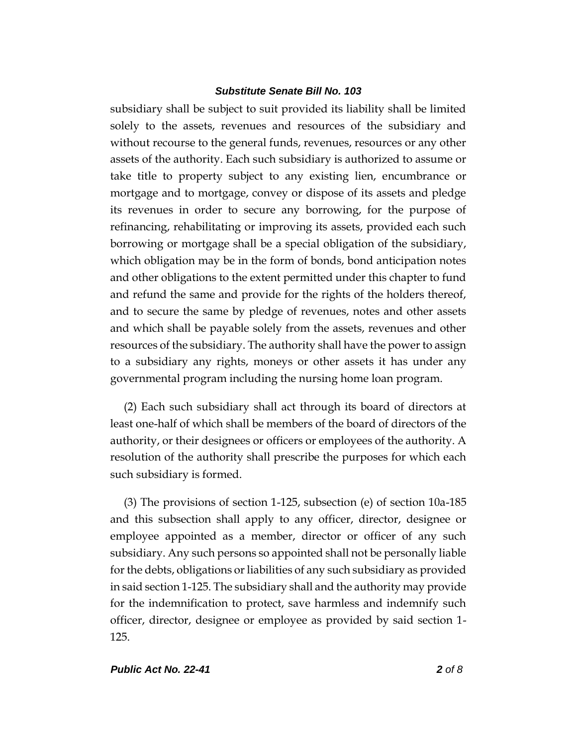subsidiary shall be subject to suit provided its liability shall be limited solely to the assets, revenues and resources of the subsidiary and without recourse to the general funds, revenues, resources or any other assets of the authority. Each such subsidiary is authorized to assume or take title to property subject to any existing lien, encumbrance or mortgage and to mortgage, convey or dispose of its assets and pledge its revenues in order to secure any borrowing, for the purpose of refinancing, rehabilitating or improving its assets, provided each such borrowing or mortgage shall be a special obligation of the subsidiary, which obligation may be in the form of bonds, bond anticipation notes and other obligations to the extent permitted under this chapter to fund and refund the same and provide for the rights of the holders thereof, and to secure the same by pledge of revenues, notes and other assets and which shall be payable solely from the assets, revenues and other resources of the subsidiary. The authority shall have the power to assign to a subsidiary any rights, moneys or other assets it has under any governmental program including the nursing home loan program.

(2) Each such subsidiary shall act through its board of directors at least one-half of which shall be members of the board of directors of the authority, or their designees or officers or employees of the authority. A resolution of the authority shall prescribe the purposes for which each such subsidiary is formed.

(3) The provisions of section 1-125, subsection (e) of section 10a-185 and this subsection shall apply to any officer, director, designee or employee appointed as a member, director or officer of any such subsidiary. Any such persons so appointed shall not be personally liable for the debts, obligations or liabilities of any such subsidiary as provided in said section 1-125. The subsidiary shall and the authority may provide for the indemnification to protect, save harmless and indemnify such officer, director, designee or employee as provided by said section 1-125.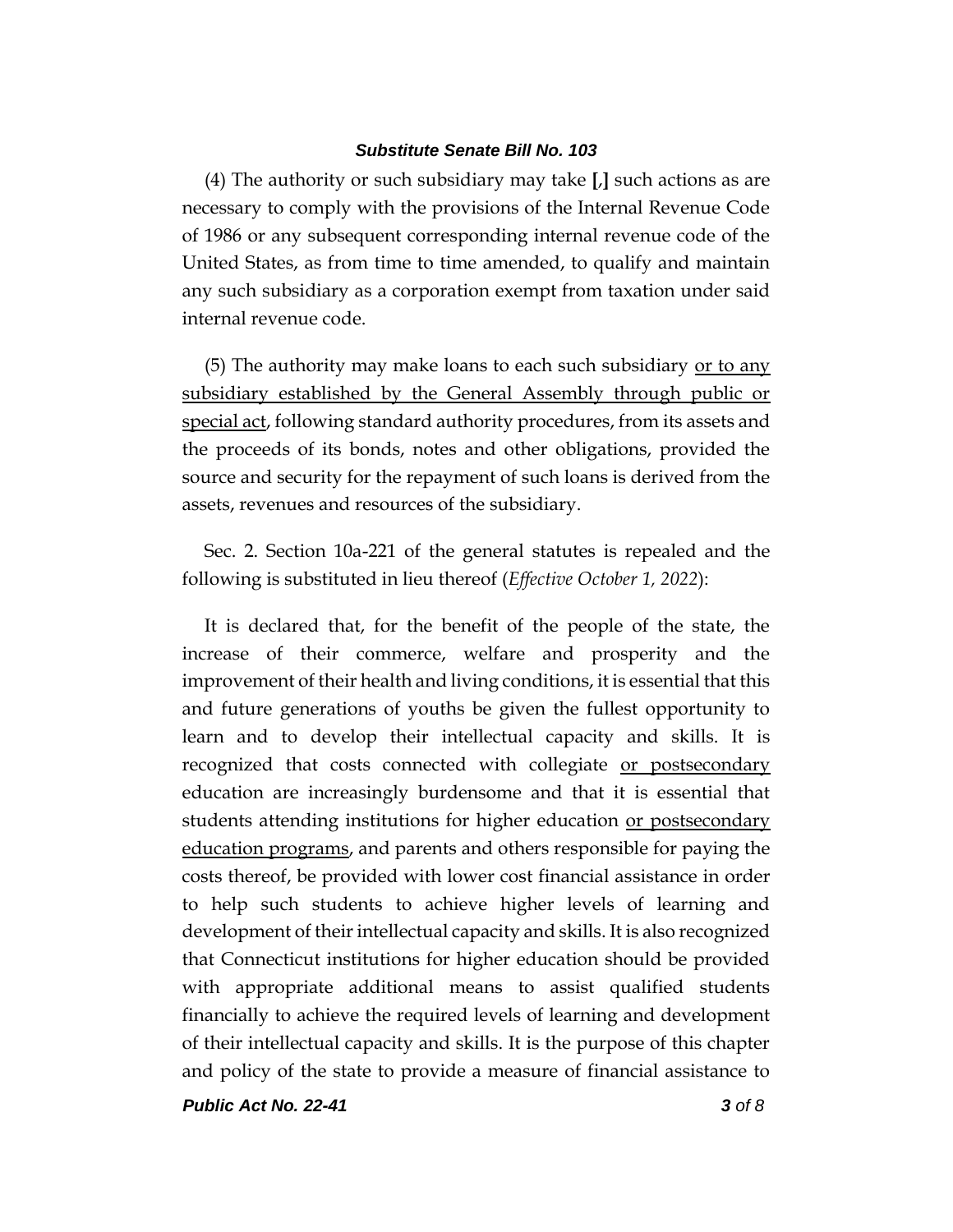(4) The authority or such subsidiary may take [,] such actions as are necessary to comply with the provisions of the Internal Revenue Code of 1986 or any subsequent corresponding internal revenue code of the United States, as from time to time amended, to qualify and maintain any such subsidiary as a corporation exempt from taxation under said internal revenue code.

(5) The authority may make loans to each such subsidiary <u>or to any subsidiary established by the General Assembly through public or special act</u>, following standard authority procedures, from its assets and the proceeds of its bonds, notes and other obligations, provided the source and security for the repayment of such loans is derived from the assets, revenues and resources of the subsidiary.

Sec. 2. Section 10a-221 of the general statutes is repealed and the following is substituted in lieu thereof (*Effective October 1, 2022*):

It is declared that, for the benefit of the people of the state, the increase of their commerce, welfare and prosperity and the improvement of their health and living conditions, it is essential that this and future generations of youths be given the fullest opportunity to learn and to develop their intellectual capacity and skills. It is recognized that costs connected with collegiate <u>or postsecondary</u> education are increasingly burdensome and that it is essential that students attending institutions for higher education <u>or postsecondary education programs</u>, and parents and others responsible for paying the costs thereof, be provided with lower cost financial assistance in order to help such students to achieve higher levels of learning and development of their intellectual capacity and skills. It is also recognized that Connecticut institutions for higher education should be provided with appropriate additional means to assist qualified students financially to achieve the required levels of learning and development of their intellectual capacity and skills. It is the purpose of this chapter and policy of the state to provide a measure of financial assistance to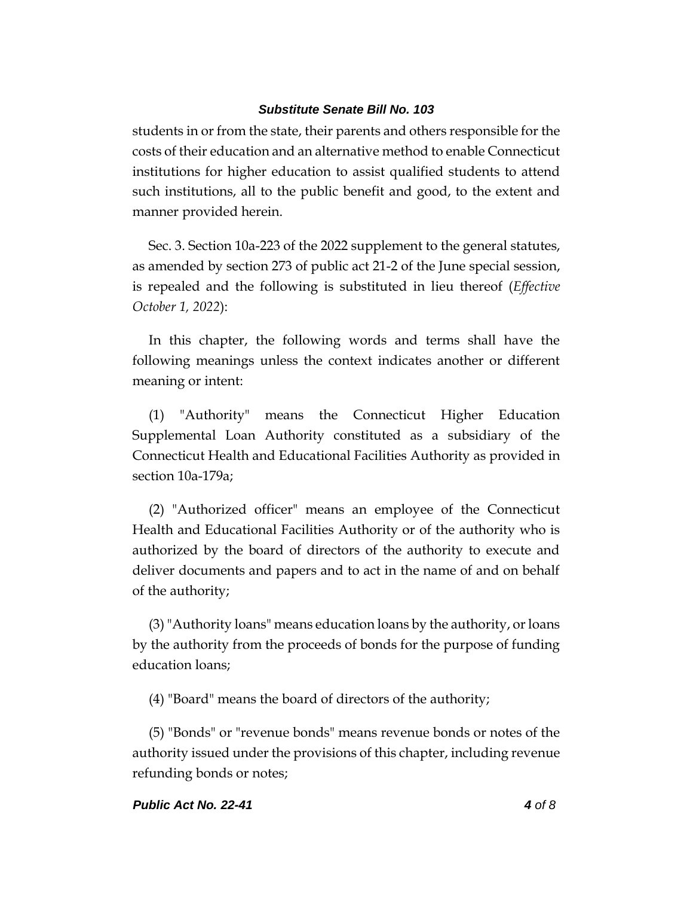students in or from the state, their parents and others responsible for the costs of their education and an alternative method to enable Connecticut institutions for higher education to assist qualified students to attend such institutions, all to the public benefit and good, to the extent and manner provided herein.

Sec. 3. Section 10a-223 of the 2022 supplement to the general statutes, as amended by section 273 of public act 21-2 of the June special session, is repealed and the following is substituted in lieu thereof (*Effective October 1, 2022*):

In this chapter, the following words and terms shall have the following meanings unless the context indicates another or different meaning or intent:

(1) "Authority" means the Connecticut Higher Education Supplemental Loan Authority constituted as a subsidiary of the Connecticut Health and Educational Facilities Authority as provided in section 10a-179a;

(2) "Authorized officer" means an employee of the Connecticut Health and Educational Facilities Authority or of the authority who is authorized by the board of directors of the authority to execute and deliver documents and papers and to act in the name of and on behalf of the authority;

(3) "Authority loans" means education loans by the authority, or loans by the authority from the proceeds of bonds for the purpose of funding education loans;

(4) "Board" means the board of directors of the authority;

(5) "Bonds" or "revenue bonds" means revenue bonds or notes of the authority issued under the provisions of this chapter, including revenue refunding bonds or notes;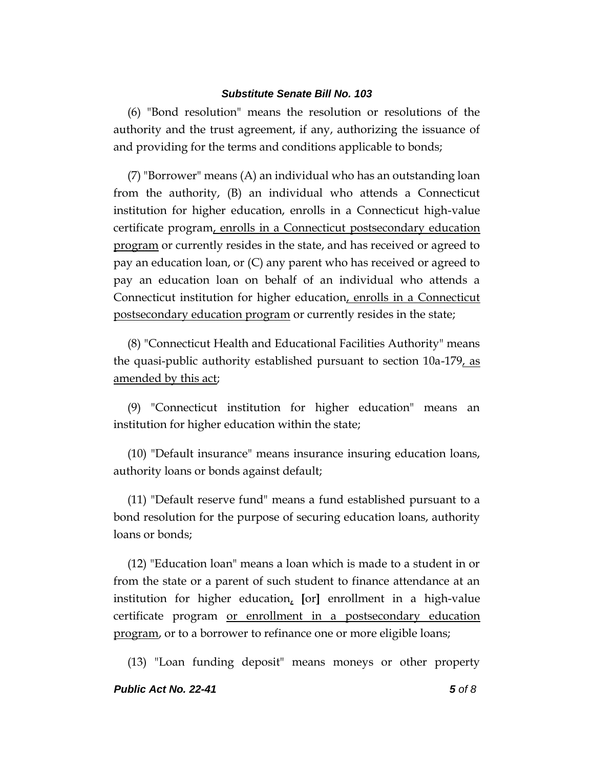(6) "Bond resolution" means the resolution or resolutions of the authority and the trust agreement, if any, authorizing the issuance of and providing for the terms and conditions applicable to bonds;

(7) "Borrower" means (A) an individual who has an outstanding loan from the authority, (B) an individual who attends a Connecticut institution for higher education, enrolls in a Connecticut high-value certificate program, enrolls in a Connecticut postsecondary education program or currently resides in the state, and has received or agreed to pay an education loan, or (C) any parent who has received or agreed to pay an education loan on behalf of an individual who attends a Connecticut institution for higher education, enrolls in a Connecticut postsecondary education program or currently resides in the state;

(8) "Connecticut Health and Educational Facilities Authority" means the quasi-public authority established pursuant to section 10a-179, as amended by this act;

(9) "Connecticut institution for higher education" means an institution for higher education within the state;

(10) "Default insurance" means insurance insuring education loans, authority loans or bonds against default;

(11) "Default reserve fund" means a fund established pursuant to a bond resolution for the purpose of securing education loans, authority loans or bonds;

(12) "Education loan" means a loan which is made to a student in or from the state or a parent of such student to finance attendance at an institution for higher education, [or] enrollment in a high-value certificate program or enrollment in a postsecondary education program, or to a borrower to refinance one or more eligible loans;

(13) "Loan funding deposit" means moneys or other property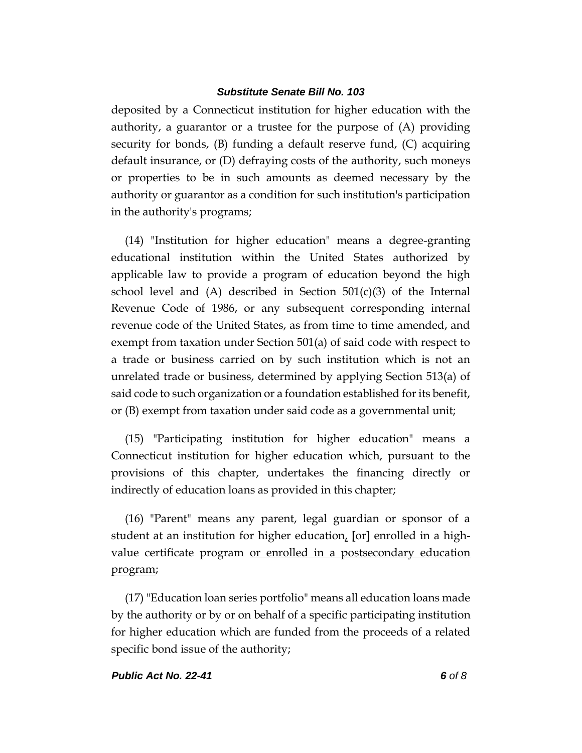deposited by a Connecticut institution for higher education with the authority, a guarantor or a trustee for the purpose of (A) providing security for bonds, (B) funding a default reserve fund, (C) acquiring default insurance, or (D) defraying costs of the authority, such moneys or properties to be in such amounts as deemed necessary by the authority or guarantor as a condition for such institution's participation in the authority's programs;

(14) "Institution for higher education" means a degree-granting educational institution within the United States authorized by applicable law to provide a program of education beyond the high school level and (A) described in Section 501(c)(3) of the Internal Revenue Code of 1986, or any subsequent corresponding internal revenue code of the United States, as from time to time amended, and exempt from taxation under Section 501(a) of said code with respect to a trade or business carried on by such institution which is not an unrelated trade or business, determined by applying Section 513(a) of said code to such organization or a foundation established for its benefit, or (B) exempt from taxation under said code as a governmental unit;

(15) "Participating institution for higher education" means a Connecticut institution for higher education which, pursuant to the provisions of this chapter, undertakes the financing directly or indirectly of education loans as provided in this chapter;

(16) "Parent" means any parent, legal guardian or sponsor of a student at an institution for higher education<u>,</u> **[**or**]** enrolled in a high-value certificate program <u>or enrolled in a postsecondary education program</u>;

(17) "Education loan series portfolio" means all education loans made by the authority or by or on behalf of a specific participating institution for higher education which are funded from the proceeds of a related specific bond issue of the authority;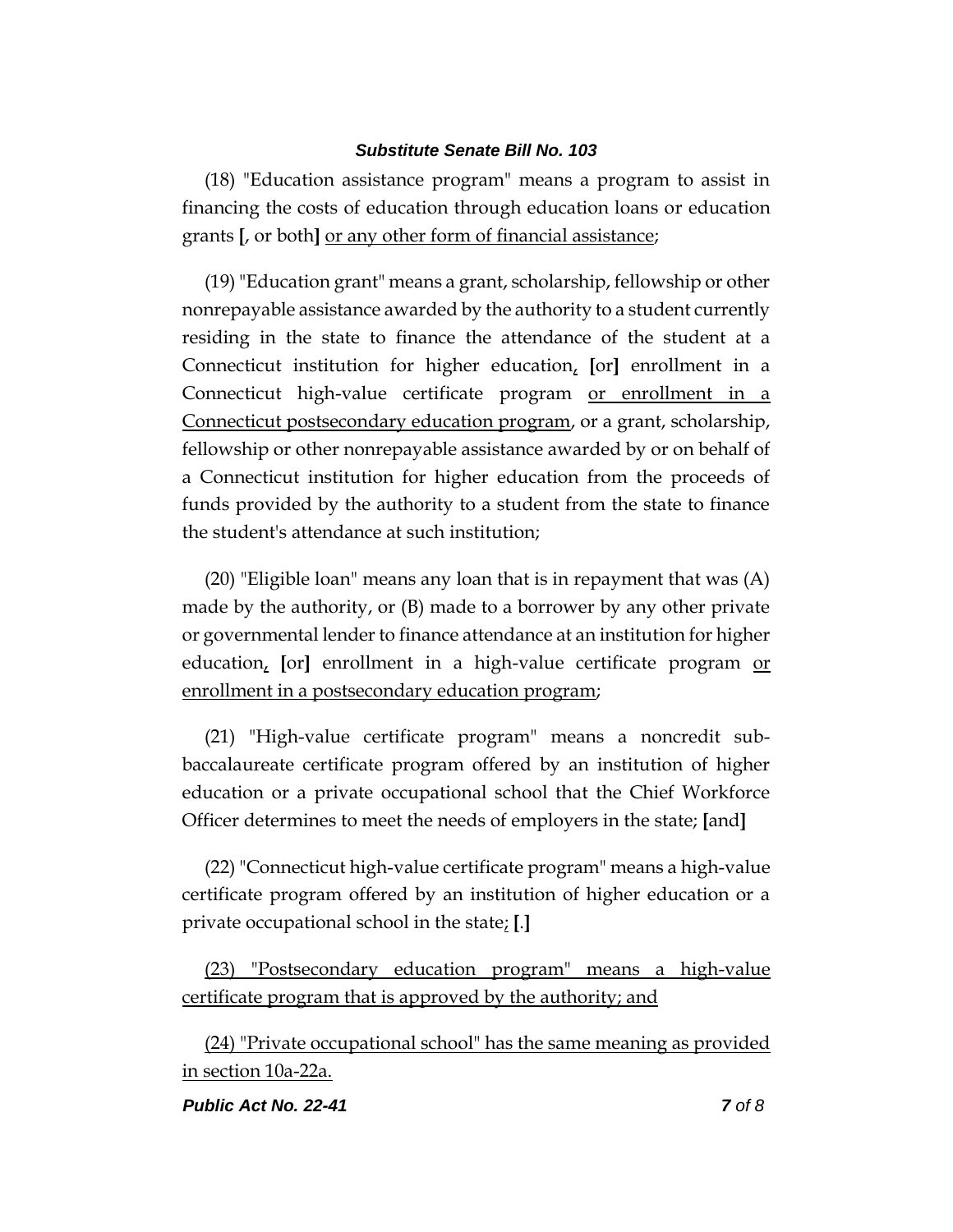(18) "Education assistance program" means a program to assist in financing the costs of education through education loans or education grants [, or both] <u>or any other form of financial assistance</u>;

(19) "Education grant" means a grant, scholarship, fellowship or other nonrepayable assistance awarded by the authority to a student currently residing in the state to finance the attendance of the student at a Connecticut institution for higher education<u>,</u> [or] enrollment in a Connecticut high-value certificate program <u>or enrollment in a Connecticut postsecondary education program</u>, or a grant, scholarship, fellowship or other nonrepayable assistance awarded by or on behalf of a Connecticut institution for higher education from the proceeds of funds provided by the authority to a student from the state to finance the student's attendance at such institution;

(20) "Eligible loan" means any loan that is in repayment that was (A) made by the authority, or (B) made to a borrower by any other private or governmental lender to finance attendance at an institution for higher education<u>,</u> [or] enrollment in a high-value certificate program <u>or enrollment in a postsecondary education program</u>;

(21) "High-value certificate program" means a noncredit sub-baccalaureate certificate program offered by an institution of higher education or a private occupational school that the Chief Workforce Officer determines to meet the needs of employers in the state; [and]

(22) "Connecticut high-value certificate program" means a high-value certificate program offered by an institution of higher education or a private occupational school in the state<u>;</u> [.]

<u>(23) "Postsecondary education program" means a high-value certificate program that is approved by the authority; and</u>

<u>(24) "Private occupational school" has the same meaning as provided in section 10a-22a.</u>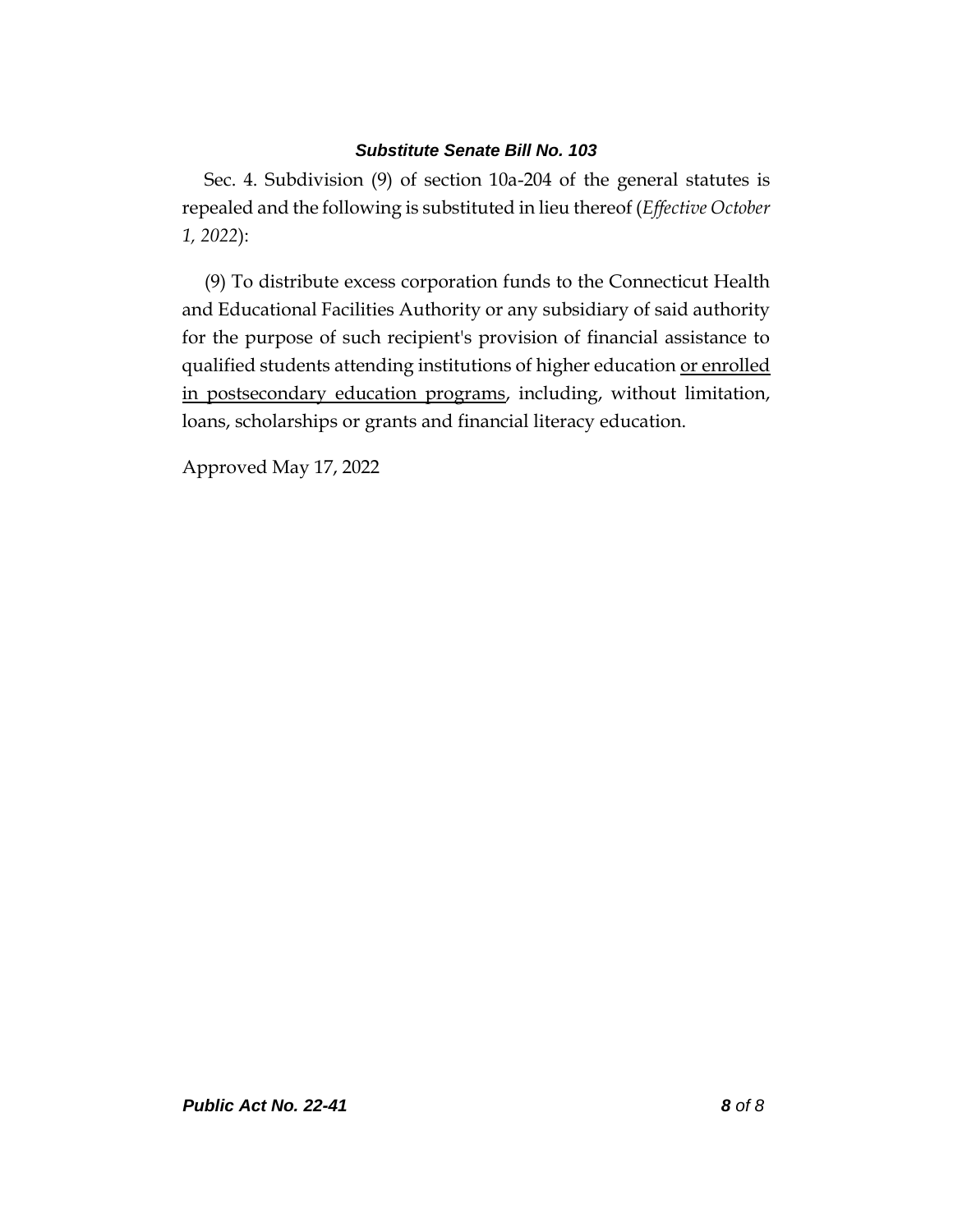Sec. 4. Subdivision (9) of section 10a-204 of the general statutes is repealed and the following is substituted in lieu thereof (*Effective October 1, 2022*):

(9) To distribute excess corporation funds to the Connecticut Health and Educational Facilities Authority or any subsidiary of said authority for the purpose of such recipient's provision of financial assistance to qualified students attending institutions of higher education <u>or enrolled in postsecondary education programs</u>, including, without limitation, loans, scholarships or grants and financial literacy education.

Approved May 17, 2022